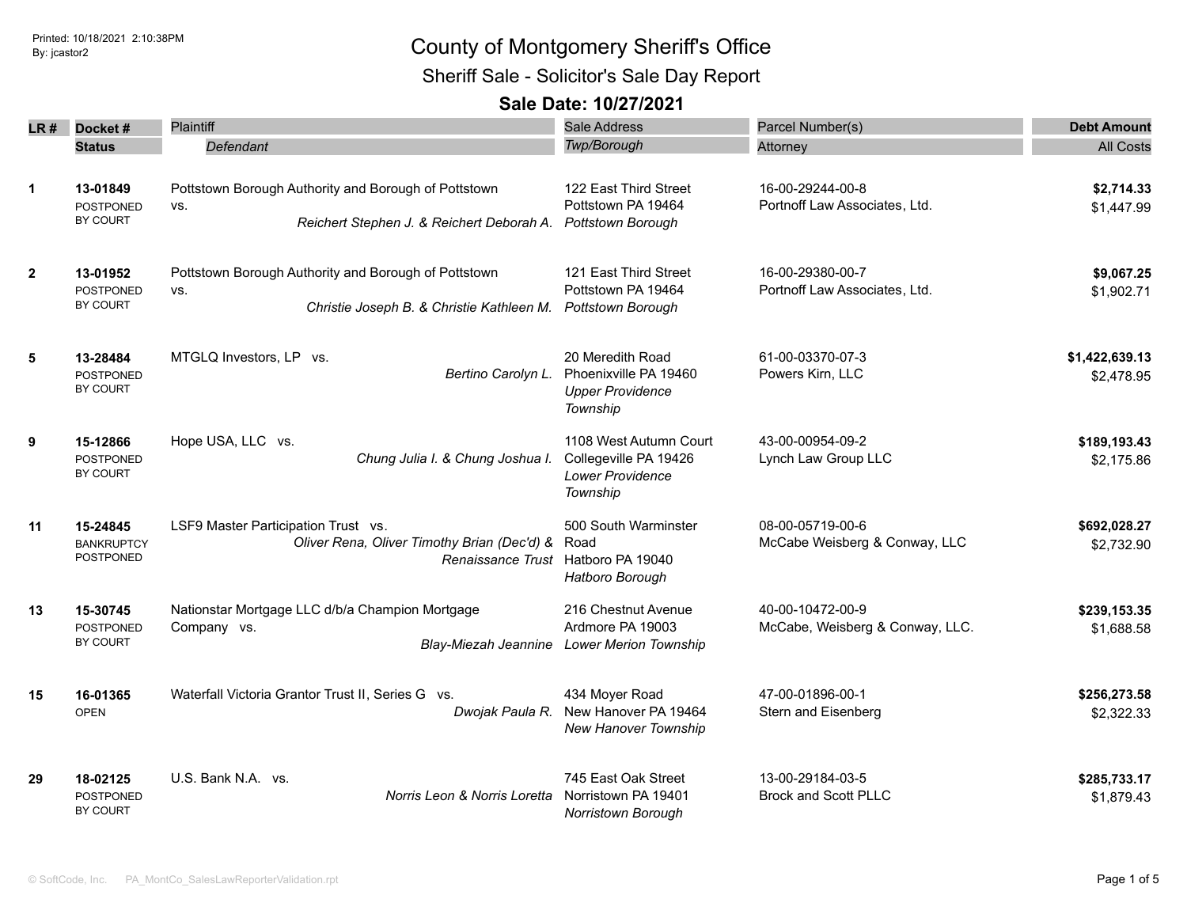Printed: 10/18/2021 2:10:38PM
By: jcastor2

# County of Montgomery Sheriff's Office

## Sheriff Sale - Solicitor's Sale Day Report

### Sale Date: 10/27/2021

| LR # | Docket # / Status | Plaintiff / *Defendant* | Sale Address / *Twp/Borough* | Parcel Number(s) / Attorney | Debt Amount / All Costs |
|---|---|---|---|---|---|
| 1 | **13-01849** POSTPONED BY COURT | Pottstown Borough Authority and Borough of Pottstown vs. *Reichert Stephen J. & Reichert Deborah A.* | 122 East Third Street Pottstown PA 19464 *Pottstown Borough* | 16-00-29244-00-8 Portnoff Law Associates, Ltd. | **$2,714.33** $1,447.99 |
| 2 | **13-01952** POSTPONED BY COURT | Pottstown Borough Authority and Borough of Pottstown vs. *Christie Joseph B. & Christie Kathleen M.* | 121 East Third Street Pottstown PA 19464 *Pottstown Borough* | 16-00-29380-00-7 Portnoff Law Associates, Ltd. | **$9,067.25** $1,902.71 |
| 5 | **13-28484** POSTPONED BY COURT | MTGLQ Investors, LP vs. *Bertino Carolyn L.* | 20 Meredith Road Phoenixville PA 19460 *Upper Providence Township* | 61-00-03370-07-3 Powers Kirn, LLC | **$1,422,639.13** $2,478.95 |
| 9 | **15-12866** POSTPONED BY COURT | Hope USA, LLC vs. *Chung Julia I. & Chung Joshua I.* | 1108 West Autumn Court Collegeville PA 19426 *Lower Providence Township* | 43-00-00954-09-2 Lynch Law Group LLC | **$189,193.43** $2,175.86 |
| 11 | **15-24845** BANKRUPTCY POSTPONED | LSF9 Master Participation Trust vs. *Oliver Rena, Oliver Timothy Brian (Dec'd) & Renaissance Trust* | 500 South Warminster Road Hatboro PA 19040 *Hatboro Borough* | 08-00-05719-00-6 McCabe Weisberg & Conway, LLC | **$692,028.27** $2,732.90 |
| 13 | **15-30745** POSTPONED BY COURT | Nationstar Mortgage LLC d/b/a Champion Mortgage Company vs. *Blay-Miezah Jeannine* | 216 Chestnut Avenue Ardmore PA 19003 *Lower Merion Township* | 40-00-10472-00-9 McCabe, Weisberg & Conway, LLC. | **$239,153.35** $1,688.58 |
| 15 | **16-01365** OPEN | Waterfall Victoria Grantor Trust II, Series G vs. *Dwojak Paula R.* | 434 Moyer Road New Hanover PA 19464 *New Hanover Township* | 47-00-01896-00-1 Stern and Eisenberg | **$256,273.58** $2,322.33 |
| 29 | **18-02125** POSTPONED BY COURT | U.S. Bank N.A. vs. *Norris Leon & Norris Loretta* | 745 East Oak Street Norristown PA 19401 *Norristown Borough* | 13-00-29184-03-5 Brock and Scott PLLC | **$285,733.17** $1,879.43 |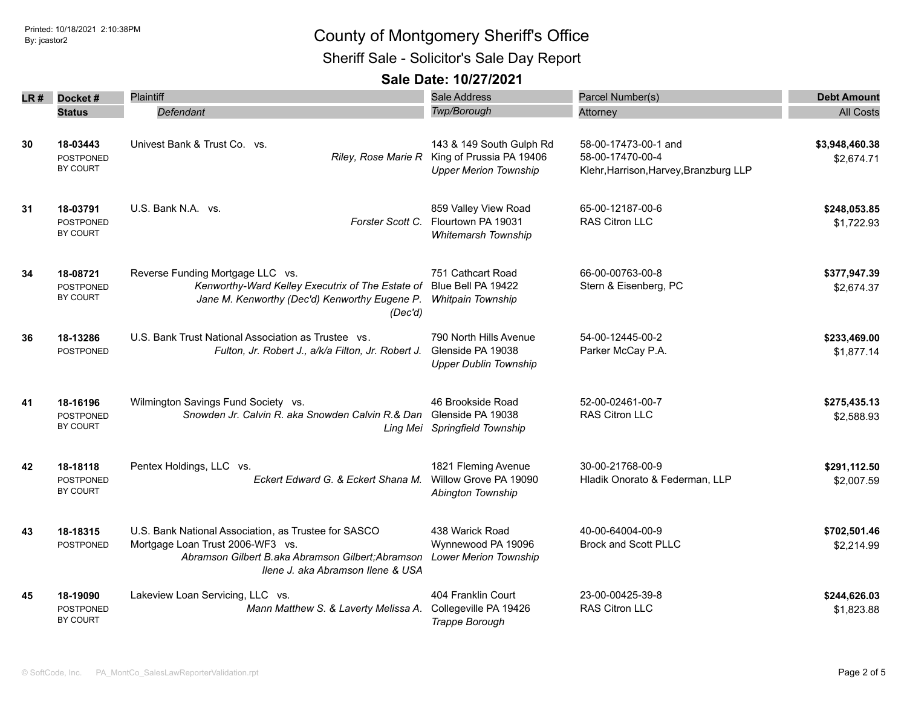# County of Montgomery Sheriff's Office

## Sheriff Sale - Solicitor's Sale Day Report

### Sale Date: 10/27/2021

| LR # | Docket # / Status | Plaintiff / Defendant | Sale Address / Twp/Borough | Parcel Number(s) / Attorney | Debt Amount / All Costs |
|---|---|---|---|---|---|
| 30 | **18-03443** POSTPONED BY COURT | Univest Bank & Trust Co. vs. *Riley, Rose Marie R* | 143 & 149 South Gulph Rd King of Prussia PA 19406 *Upper Merion Township* | 58-00-17473-00-1 and 58-00-17470-00-4 Klehr,Harrison,Harvey,Branzburg LLP | **$3,948,460.38** $2,674.71 |
| 31 | **18-03791** POSTPONED BY COURT | U.S. Bank N.A. vs. *Forster Scott C.* | 859 Valley View Road Flourtown PA 19031 *Whitemarsh Township* | 65-00-12187-00-6 RAS Citron LLC | **$248,053.85** $1,722.93 |
| 34 | **18-08721** POSTPONED BY COURT | Reverse Funding Mortgage LLC vs. *Kenworthy-Ward Kelley Executrix of The Estate of Jane M. Kenworthy (Dec'd) Kenworthy Eugene P. (Dec'd)* | 751 Cathcart Road Blue Bell PA 19422 *Whitpain Township* | 66-00-00763-00-8 Stern & Eisenberg, PC | **$377,947.39** $2,674.37 |
| 36 | **18-13286** POSTPONED | U.S. Bank Trust National Association as Trustee vs. *Fulton, Jr. Robert J., a/k/a Filton, Jr. Robert J.* | 790 North Hills Avenue Glenside PA 19038 *Upper Dublin Township* | 54-00-12445-00-2 Parker McCay P.A. | **$233,469.00** $1,877.14 |
| 41 | **18-16196** POSTPONED BY COURT | Wilmington Savings Fund Society vs. *Snowden Jr. Calvin R. aka Snowden Calvin R.& Dan Ling Mei* | 46 Brookside Road Glenside PA 19038 *Springfield Township* | 52-00-02461-00-7 RAS Citron LLC | **$275,435.13** $2,588.93 |
| 42 | **18-18118** POSTPONED BY COURT | Pentex Holdings, LLC vs. *Eckert Edward G. & Eckert Shana M.* | 1821 Fleming Avenue Willow Grove PA 19090 *Abington Township* | 30-00-21768-00-9 Hladik Onorato & Federman, LLP | **$291,112.50** $2,007.59 |
| 43 | **18-18315** POSTPONED | U.S. Bank National Association, as Trustee for SASCO Mortgage Loan Trust 2006-WF3 vs. *Abramson Gilbert B.aka Abramson Gilbert;Abramson Ilene J. aka Abramson Ilene & USA* | 438 Warick Road Wynnewood PA 19096 *Lower Merion Township* | 40-00-64004-00-9 Brock and Scott PLLC | **$702,501.46** $2,214.99 |
| 45 | **18-19090** POSTPONED BY COURT | Lakeview Loan Servicing, LLC vs. *Mann Matthew S. & Laverty Melissa A.* | 404 Franklin Court Collegeville PA 19426 *Trappe Borough* | 23-00-00425-39-8 RAS Citron LLC | **$244,626.03** $1,823.88 |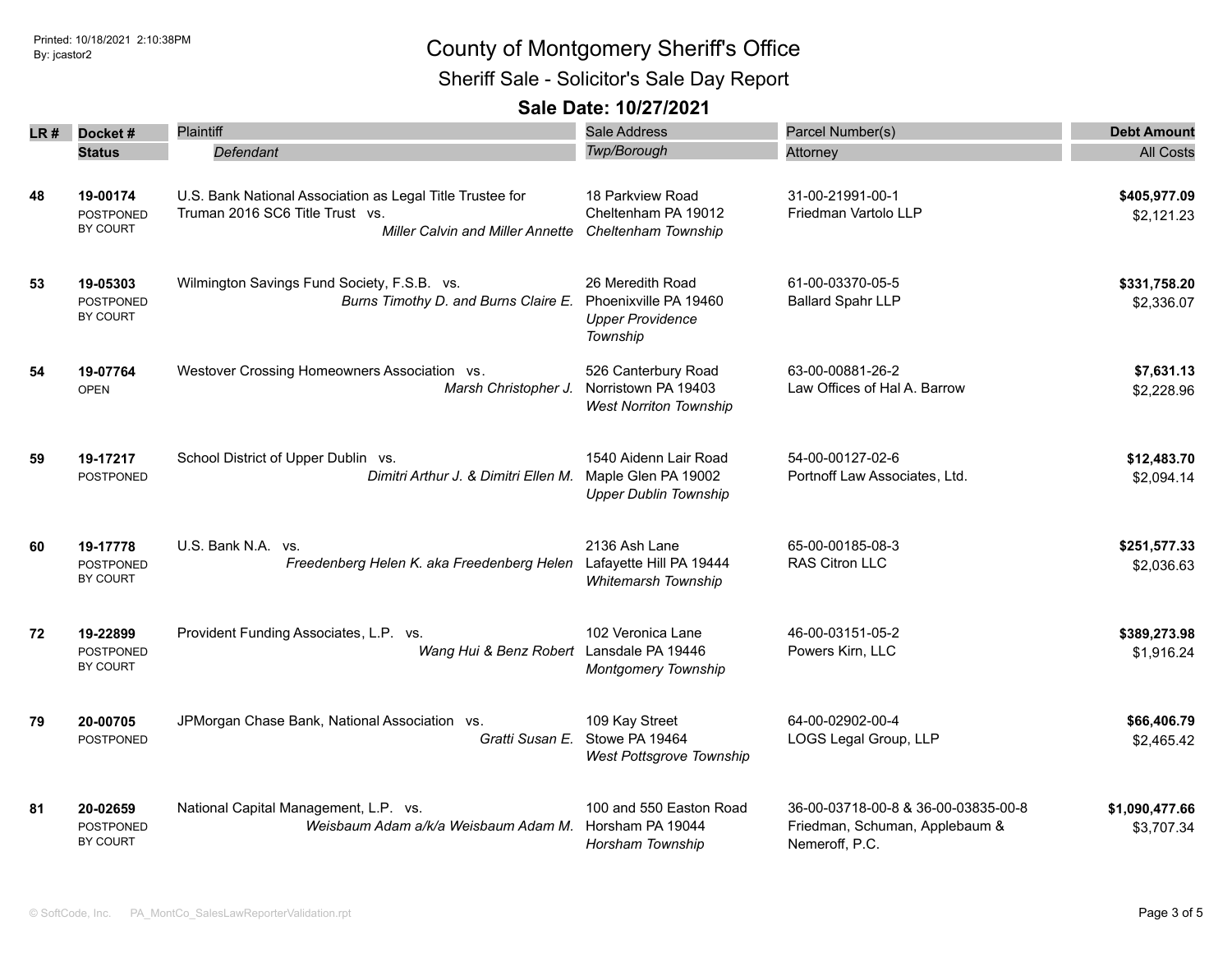# County of Montgomery Sheriff's Office

## Sheriff Sale - Solicitor's Sale Day Report

### Sale Date: 10/27/2021

| LR # | Docket # / Status | Plaintiff / *Defendant* | Sale Address / *Twp/Borough* | Parcel Number(s) / Attorney | Debt Amount / All Costs |
|---|---|---|---|---|---|
| 48 | 19-00174 POSTPONED BY COURT | U.S. Bank National Association as Legal Title Trustee for Truman 2016 SC6 Title Trust vs. *Miller Calvin and Miller Annette* | 18 Parkview Road Cheltenham PA 19012 *Cheltenham Township* | 31-00-21991-00-1 Friedman Vartolo LLP | **$405,977.09** $2,121.23 |
| 53 | 19-05303 POSTPONED BY COURT | Wilmington Savings Fund Society, F.S.B. vs. *Burns Timothy D. and Burns Claire E.* | 26 Meredith Road Phoenixville PA 19460 *Upper Providence Township* | 61-00-03370-05-5 Ballard Spahr LLP | **$331,758.20** $2,336.07 |
| 54 | 19-07764 OPEN | Westover Crossing Homeowners Association vs. *Marsh Christopher J.* | 526 Canterbury Road Norristown PA 19403 *West Norriton Township* | 63-00-00881-26-2 Law Offices of Hal A. Barrow | **$7,631.13** $2,228.96 |
| 59 | 19-17217 POSTPONED | School District of Upper Dublin vs. *Dimitri Arthur J. & Dimitri Ellen M.* | 1540 Aidenn Lair Road Maple Glen PA 19002 *Upper Dublin Township* | 54-00-00127-02-6 Portnoff Law Associates, Ltd. | **$12,483.70** $2,094.14 |
| 60 | 19-17778 POSTPONED BY COURT | U.S. Bank N.A. vs. *Freedenberg Helen K. aka Freedenberg Helen* | 2136 Ash Lane Lafayette Hill PA 19444 *Whitemarsh Township* | 65-00-00185-08-3 RAS Citron LLC | **$251,577.33** $2,036.63 |
| 72 | 19-22899 POSTPONED BY COURT | Provident Funding Associates, L.P. vs. *Wang Hui & Benz Robert* | 102 Veronica Lane Lansdale PA 19446 *Montgomery Township* | 46-00-03151-05-2 Powers Kirn, LLC | **$389,273.98** $1,916.24 |
| 79 | 20-00705 POSTPONED | JPMorgan Chase Bank, National Association vs. *Gratti Susan E.* | 109 Kay Street Stowe PA 19464 *West Pottsgrove Township* | 64-00-02902-00-4 LOGS Legal Group, LLP | **$66,406.79** $2,465.42 |
| 81 | 20-02659 POSTPONED BY COURT | National Capital Management, L.P. vs. *Weisbaum Adam a/k/a Weisbaum Adam M.* | 100 and 550 Easton Road Horsham PA 19044 *Horsham Township* | 36-00-03718-00-8 & 36-00-03835-00-8 Friedman, Schuman, Applebaum & Nemeroff, P.C. | **$1,090,477.66** $3,707.34 |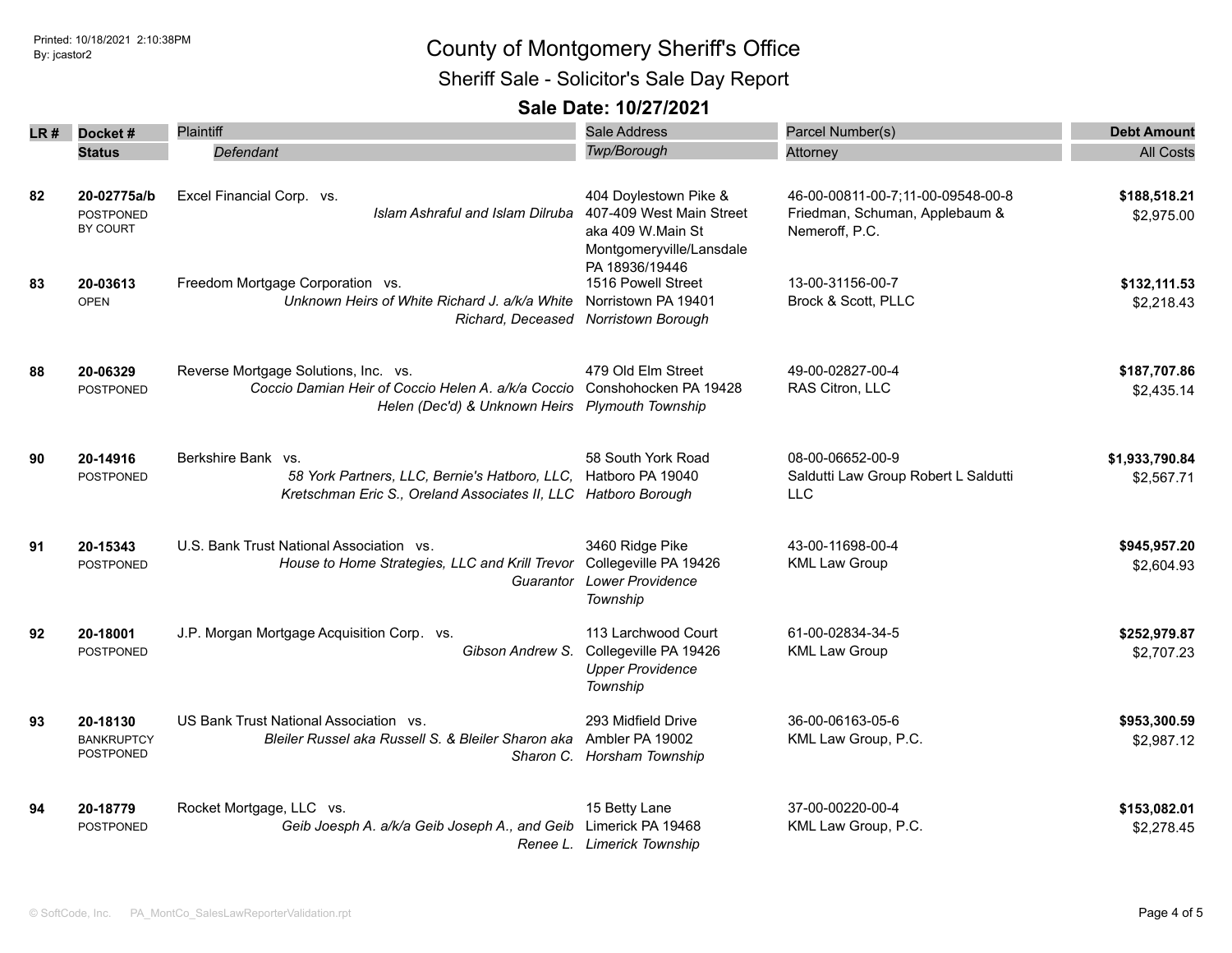# County of Montgomery Sheriff's Office

## Sheriff Sale - Solicitor's Sale Day Report

### Sale Date: 10/27/2021

| LR # | Docket # / Status | Plaintiff / *Defendant* | Sale Address / *Twp/Borough* | Parcel Number(s) / Attorney | Debt Amount / All Costs |
|---|---|---|---|---|---|
| 82 | **20-02775a/b** POSTPONED BY COURT | Excel Financial Corp. vs. *Islam Ashraful and Islam Dilruba* | 404 Doylestown Pike & 407-409 West Main Street aka 409 W.Main St Montgomeryville/Lansdale PA 18936/19446 | 46-00-00811-00-7;11-00-09548-00-8 Friedman, Schuman, Applebaum & Nemeroff, P.C. | **$188,518.21** $2,975.00 |
| 83 | **20-03613** OPEN | Freedom Mortgage Corporation vs. *Unknown Heirs of White Richard J. a/k/a White Richard, Deceased* | 1516 Powell Street Norristown PA 19401 *Norristown Borough* | 13-00-31156-00-7 Brock & Scott, PLLC | **$132,111.53** $2,218.43 |
| 88 | **20-06329** POSTPONED | Reverse Mortgage Solutions, Inc. vs. *Coccio Damian Heir of Coccio Helen A. a/k/a Coccio Helen (Dec'd) & Unknown Heirs* | 479 Old Elm Street Conshohocken PA 19428 *Plymouth Township* | 49-00-02827-00-4 RAS Citron, LLC | **$187,707.86** $2,435.14 |
| 90 | **20-14916** POSTPONED | Berkshire Bank vs. *58 York Partners, LLC, Bernie's Hatboro, LLC, Kretschman Eric S., Oreland Associates II, LLC* | 58 South York Road Hatboro PA 19040 *Hatboro Borough* | 08-00-06652-00-9 Saldutti Law Group Robert L Saldutti LLC | **$1,933,790.84** $2,567.71 |
| 91 | **20-15343** POSTPONED | U.S. Bank Trust National Association vs. *House to Home Strategies, LLC and Krill Trevor Guarantor* | 3460 Ridge Pike Collegeville PA 19426 *Lower Providence Township* | 43-00-11698-00-4 KML Law Group | **$945,957.20** $2,604.93 |
| 92 | **20-18001** POSTPONED | J.P. Morgan Mortgage Acquisition Corp. vs. *Gibson Andrew S.* | 113 Larchwood Court Collegeville PA 19426 *Upper Providence Township* | 61-00-02834-34-5 KML Law Group | **$252,979.87** $2,707.23 |
| 93 | **20-18130** BANKRUPTCY POSTPONED | US Bank Trust National Association vs. *Bleiler Russel aka Russell S. & Bleiler Sharon aka Sharon C.* | 293 Midfield Drive Ambler PA 19002 *Horsham Township* | 36-00-06163-05-6 KML Law Group, P.C. | **$953,300.59** $2,987.12 |
| 94 | **20-18779** POSTPONED | Rocket Mortgage, LLC vs. *Geib Joesph A. a/k/a Geib Joseph A., and Geib Renee L.* | 15 Betty Lane Limerick PA 19468 *Limerick Township* | 37-00-00220-00-4 KML Law Group, P.C. | **$153,082.01** $2,278.45 |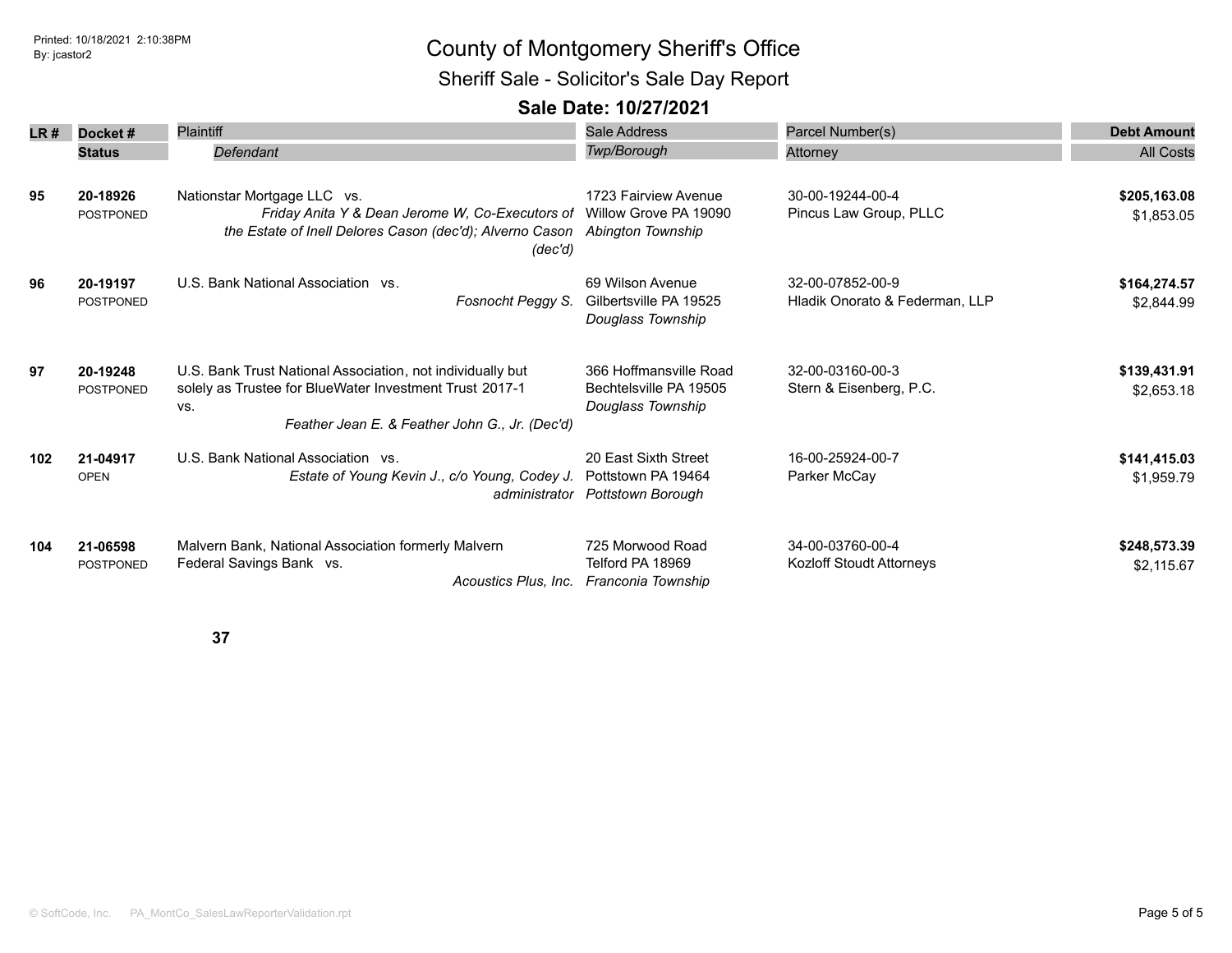# County of Montgomery Sheriff's Office

## Sheriff Sale - Solicitor's Sale Day Report

### Sale Date: 10/27/2021

| LR # | Docket # / Status | Plaintiff / *Defendant* | Sale Address / *Twp/Borough* | Parcel Number(s) / Attorney | Debt Amount / All Costs |
|---|---|---|---|---|---|
| 95 | 20-18926<br>POSTPONED | Nationstar Mortgage LLC vs.<br>*Friday Anita Y & Dean Jerome W, Co-Executors of the Estate of Inell Delores Cason (dec'd); Alverno Cason (dec'd)* | 1723 Fairview Avenue<br>Willow Grove PA 19090<br>*Abington Township* | 30-00-19244-00-4<br>Pincus Law Group, PLLC | **$205,163.08**<br>$1,853.05 |
| 96 | 20-19197<br>POSTPONED | U.S. Bank National Association vs.<br>*Fosnocht Peggy S.* | 69 Wilson Avenue<br>Gilbertsville PA 19525<br>*Douglass Township* | 32-00-07852-00-9<br>Hladik Onorato & Federman, LLP | **$164,274.57**<br>$2,844.99 |
| 97 | 20-19248<br>POSTPONED | U.S. Bank Trust National Association, not individually but solely as Trustee for BlueWater Investment Trust 2017-1 vs.<br>*Feather Jean E. & Feather John G., Jr. (Dec'd)* | 366 Hoffmansville Road<br>Bechtelsville PA 19505<br>*Douglass Township* | 32-00-03160-00-3<br>Stern & Eisenberg, P.C. | **$139,431.91**<br>$2,653.18 |
| 102 | 21-04917<br>OPEN | U.S. Bank National Association vs.<br>*Estate of Young Kevin J., c/o Young, Codey J. administrator* | 20 East Sixth Street<br>Pottstown PA 19464<br>*Pottstown Borough* | 16-00-25924-00-7<br>Parker McCay | **$141,415.03**<br>$1,959.79 |
| 104 | 21-06598<br>POSTPONED | Malvern Bank, National Association formerly Malvern Federal Savings Bank vs.<br>*Acoustics Plus, Inc.* | 725 Morwood Road<br>Telford PA 18969<br>*Franconia Township* | 34-00-03760-00-4<br>Kozloff Stoudt Attorneys | **$248,573.39**<br>$2,115.67 |

**37**